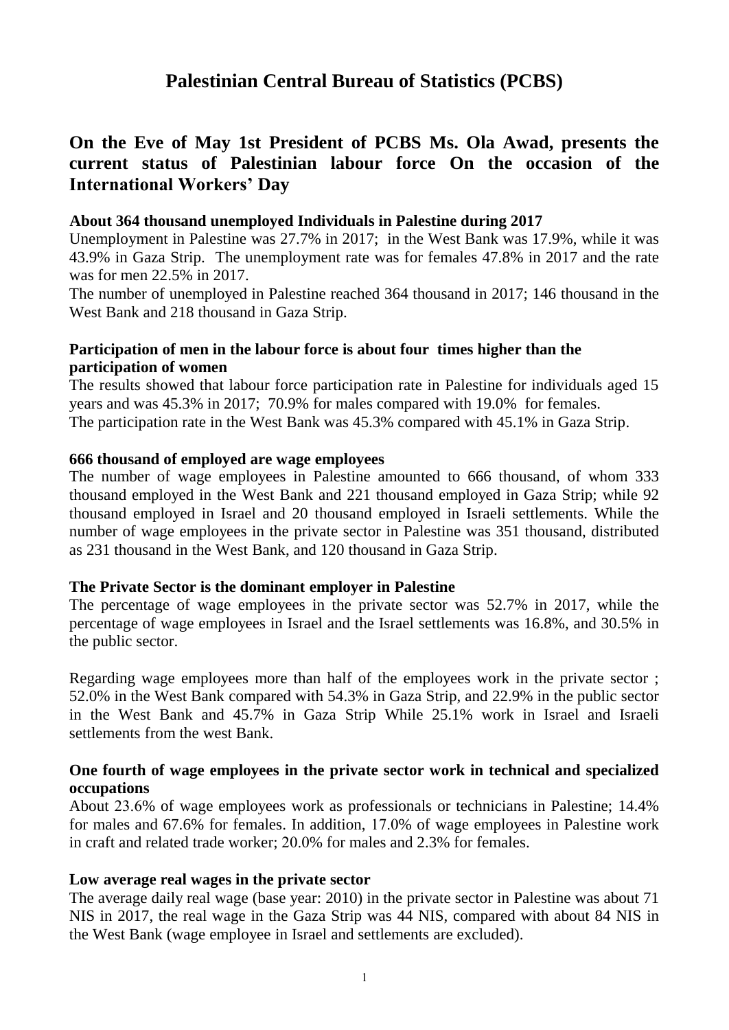# Palestinian Central Bureau of Statistics (PCBS)

## On the Eve of May 1st President of PCBS Ms. Ola Awad, presents the current status of Palestinian labour force On the occasion of the International Workers' Day

**About 364 thousand unemployed Individuals in Palestine during 2017**

Unemployment in Palestine was 27.7% in 2017; in the West Bank was 17.9%, while it was 43.9% in Gaza Strip. The unemployment rate was for females 47.8% in 2017 and the rate was for men 22.5% in 2017.

The number of unemployed in Palestine reached 364 thousand in 2017; 146 thousand in the West Bank and 218 thousand in Gaza Strip.

**Participation of men in the labour force is about four times higher than the participation of women**

The results showed that labour force participation rate in Palestine for individuals aged 15 years and was 45.3% in 2017; 70.9% for males compared with 19.0% for females. The participation rate in the West Bank was 45.3% compared with 45.1% in Gaza Strip.

**666 thousand of employed are wage employees**

The number of wage employees in Palestine amounted to 666 thousand, of whom 333 thousand employed in the West Bank and 221 thousand employed in Gaza Strip; while 92 thousand employed in Israel and 20 thousand employed in Israeli settlements. While the number of wage employees in the private sector in Palestine was 351 thousand, distributed as 231 thousand in the West Bank, and 120 thousand in Gaza Strip.

**The Private Sector is the dominant employer in Palestine**

The percentage of wage employees in the private sector was 52.7% in 2017, while the percentage of wage employees in Israel and the Israel settlements was 16.8%, and 30.5% in the public sector.

Regarding wage employees more than half of the employees work in the private sector ; 52.0% in the West Bank compared with 54.3% in Gaza Strip, and 22.9% in the public sector in the West Bank and 45.7% in Gaza Strip While 25.1% work in Israel and Israeli settlements from the west Bank.

**One fourth of wage employees in the private sector work in technical and specialized occupations**

About 23.6% of wage employees work as professionals or technicians in Palestine; 14.4% for males and 67.6% for females. In addition, 17.0% of wage employees in Palestine work in craft and related trade worker; 20.0% for males and 2.3% for females.

**Low average real wages in the private sector**

The average daily real wage (base year: 2010) in the private sector in Palestine was about 71 NIS in 2017, the real wage in the Gaza Strip was 44 NIS, compared with about 84 NIS in the West Bank (wage employee in Israel and settlements are excluded).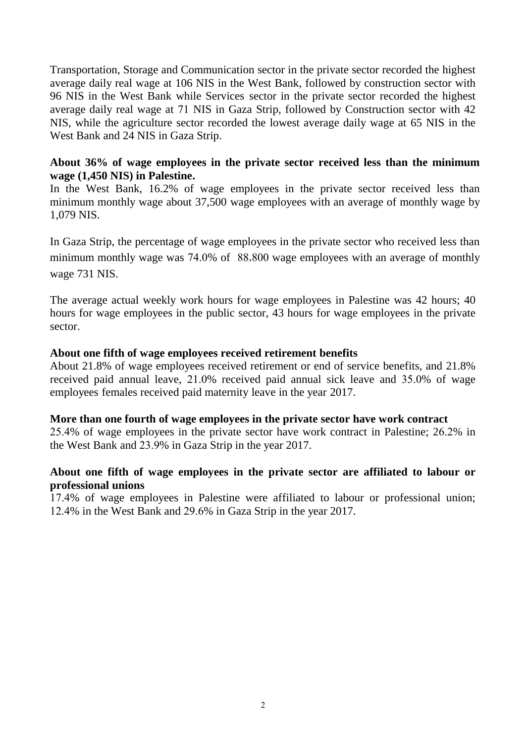Transportation, Storage and Communication sector in the private sector recorded the highest average daily real wage at 106 NIS in the West Bank, followed by construction sector with 96 NIS in the West Bank while Services sector in the private sector recorded the highest average daily real wage at 71 NIS in Gaza Strip, followed by Construction sector with 42 NIS, while the agriculture sector recorded the lowest average daily wage at 65 NIS in the West Bank and 24 NIS in Gaza Strip.

**About 36% of wage employees in the private sector received less than the minimum wage (1,450 NIS) in Palestine.**

In the West Bank, 16.2% of wage employees in the private sector received less than minimum monthly wage about 37,500 wage employees with an average of monthly wage by 1,079 NIS.

In Gaza Strip, the percentage of wage employees in the private sector who received less than minimum monthly wage was 74.0% of 88,800 wage employees with an average of monthly wage 731 NIS.

The average actual weekly work hours for wage employees in Palestine was 42 hours; 40 hours for wage employees in the public sector, 43 hours for wage employees in the private sector.

**About one fifth of wage employees received retirement benefits**

About 21.8% of wage employees received retirement or end of service benefits, and 21.8% received paid annual leave, 21.0% received paid annual sick leave and 35.0% of wage employees females received paid maternity leave in the year 2017.

**More than one fourth of wage employees in the private sector have work contract**

25.4% of wage employees in the private sector have work contract in Palestine; 26.2% in the West Bank and 23.9% in Gaza Strip in the year 2017.

**About one fifth of wage employees in the private sector are affiliated to labour or professional unions**

17.4% of wage employees in Palestine were affiliated to labour or professional union; 12.4% in the West Bank and 29.6% in Gaza Strip in the year 2017.